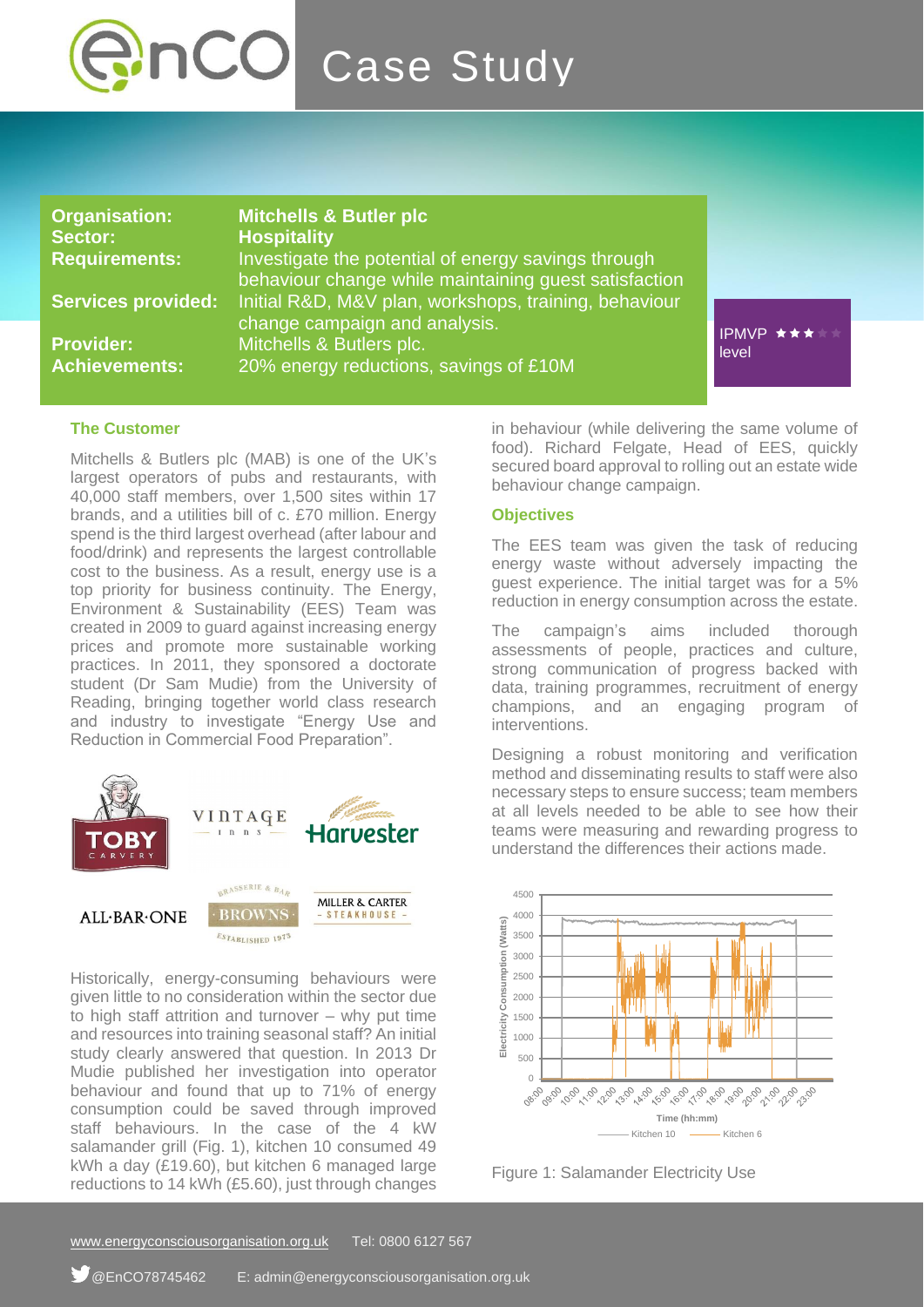# EnCO Case Study

| | |
|---|---|
| **Organisation:** | **Mitchells & Butler plc** |
| **Sector:** | **Hospitality** |
| **Requirements:** | Investigate the potential of energy savings through behaviour change while maintaining guest satisfaction |
| **Services provided:** | Initial R&D, M&V plan, workshops, training, behaviour change campaign and analysis. |
| **Provider:** | Mitchells & Butlers plc. |
| **Achievements:** | 20% energy reductions, savings of £10M |

IPMVP level ★★★

## The Customer

Mitchells & Butlers plc (MAB) is one of the UK's largest operators of pubs and restaurants, with 40,000 staff members, over 1,500 sites within 17 brands, and a utilities bill of c. £70 million. Energy spend is the third largest overhead (after labour and food/drink) and represents the largest controllable cost to the business. As a result, energy use is a top priority for business continuity. The Energy, Environment & Sustainability (EES) Team was created in 2009 to guard against increasing energy prices and promote more sustainable working practices. In 2011, they sponsored a doctorate student (Dr Sam Mudie) from the University of Reading, bringing together world class research and industry to investigate "Energy Use and Reduction in Commercial Food Preparation".

Historically, energy-consuming behaviours were given little to no consideration within the sector due to high staff attrition and turnover – why put time and resources into training seasonal staff? An initial study clearly answered that question. In 2013 Dr Mudie published her investigation into operator behaviour and found that up to 71% of energy consumption could be saved through improved staff behaviours. In the case of the 4 kW salamander grill (Fig. 1), kitchen 10 consumed 49 kWh a day (£19.60), but kitchen 6 managed large reductions to 14 kWh (£5.60), just through changes in behaviour (while delivering the same volume of food). Richard Felgate, Head of EES, quickly secured board approval to rolling out an estate wide behaviour change campaign.

## Objectives

The EES team was given the task of reducing energy waste without adversely impacting the guest experience. The initial target was for a 5% reduction in energy consumption across the estate.

The campaign's aims included thorough assessments of people, practices and culture, strong communication of progress backed with data, training programmes, recruitment of energy champions, and an engaging program of interventions.

Designing a robust monitoring and verification method and disseminating results to staff were also necessary steps to ensure success; team members at all levels needed to be able to see how their teams were measuring and rewarding progress to understand the differences their actions made.

Figure 1: Salamander Electricity Use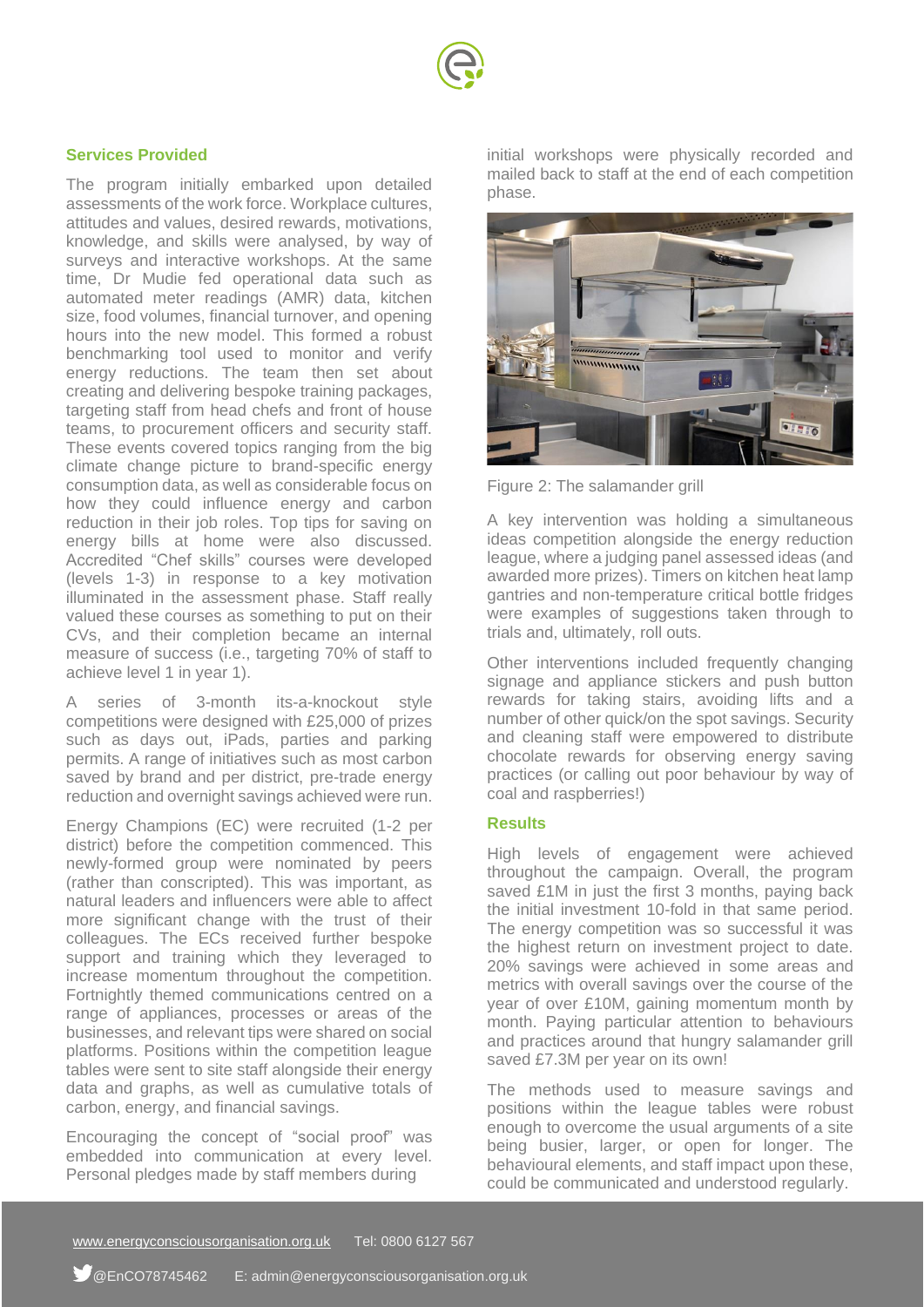## Services Provided

The program initially embarked upon detailed assessments of the work force. Workplace cultures, attitudes and values, desired rewards, motivations, knowledge, and skills were analysed, by way of surveys and interactive workshops. At the same time, Dr Mudie fed operational data such as automated meter readings (AMR) data, kitchen size, food volumes, financial turnover, and opening hours into the new model. This formed a robust benchmarking tool used to monitor and verify energy reductions. The team then set about creating and delivering bespoke training packages, targeting staff from head chefs and front of house teams, to procurement officers and security staff. These events covered topics ranging from the big climate change picture to brand-specific energy consumption data, as well as considerable focus on how they could influence energy and carbon reduction in their job roles. Top tips for saving on energy bills at home were also discussed. Accredited "Chef skills" courses were developed (levels 1-3) in response to a key motivation illuminated in the assessment phase. Staff really valued these courses as something to put on their CVs, and their completion became an internal measure of success (i.e., targeting 70% of staff to achieve level 1 in year 1).

A series of 3-month its-a-knockout style competitions were designed with £25,000 of prizes such as days out, iPads, parties and parking permits. A range of initiatives such as most carbon saved by brand and per district, pre-trade energy reduction and overnight savings achieved were run.

Energy Champions (EC) were recruited (1-2 per district) before the competition commenced. This newly-formed group were nominated by peers (rather than conscripted). This was important, as natural leaders and influencers were able to affect more significant change with the trust of their colleagues. The ECs received further bespoke support and training which they leveraged to increase momentum throughout the competition. Fortnightly themed communications centred on a range of appliances, processes or areas of the businesses, and relevant tips were shared on social platforms. Positions within the competition league tables were sent to site staff alongside their energy data and graphs, as well as cumulative totals of carbon, energy, and financial savings.

Encouraging the concept of "social proof" was embedded into communication at every level. Personal pledges made by staff members during initial workshops were physically recorded and mailed back to staff at the end of each competition phase.

Figure 2: The salamander grill

A key intervention was holding a simultaneous ideas competition alongside the energy reduction league, where a judging panel assessed ideas (and awarded more prizes). Timers on kitchen heat lamp gantries and non-temperature critical bottle fridges were examples of suggestions taken through to trials and, ultimately, roll outs.

Other interventions included frequently changing signage and appliance stickers and push button rewards for taking stairs, avoiding lifts and a number of other quick/on the spot savings. Security and cleaning staff were empowered to distribute chocolate rewards for observing energy saving practices (or calling out poor behaviour by way of coal and raspberries!)

## Results

High levels of engagement were achieved throughout the campaign. Overall, the program saved £1M in just the first 3 months, paying back the initial investment 10-fold in that same period. The energy competition was so successful it was the highest return on investment project to date. 20% savings were achieved in some areas and metrics with overall savings over the course of the year of over £10M, gaining momentum month by month. Paying particular attention to behaviours and practices around that hungry salamander grill saved £7.3M per year on its own!

The methods used to measure savings and positions within the league tables were robust enough to overcome the usual arguments of a site being busier, larger, or open for longer. The behavioural elements, and staff impact upon these, could be communicated and understood regularly.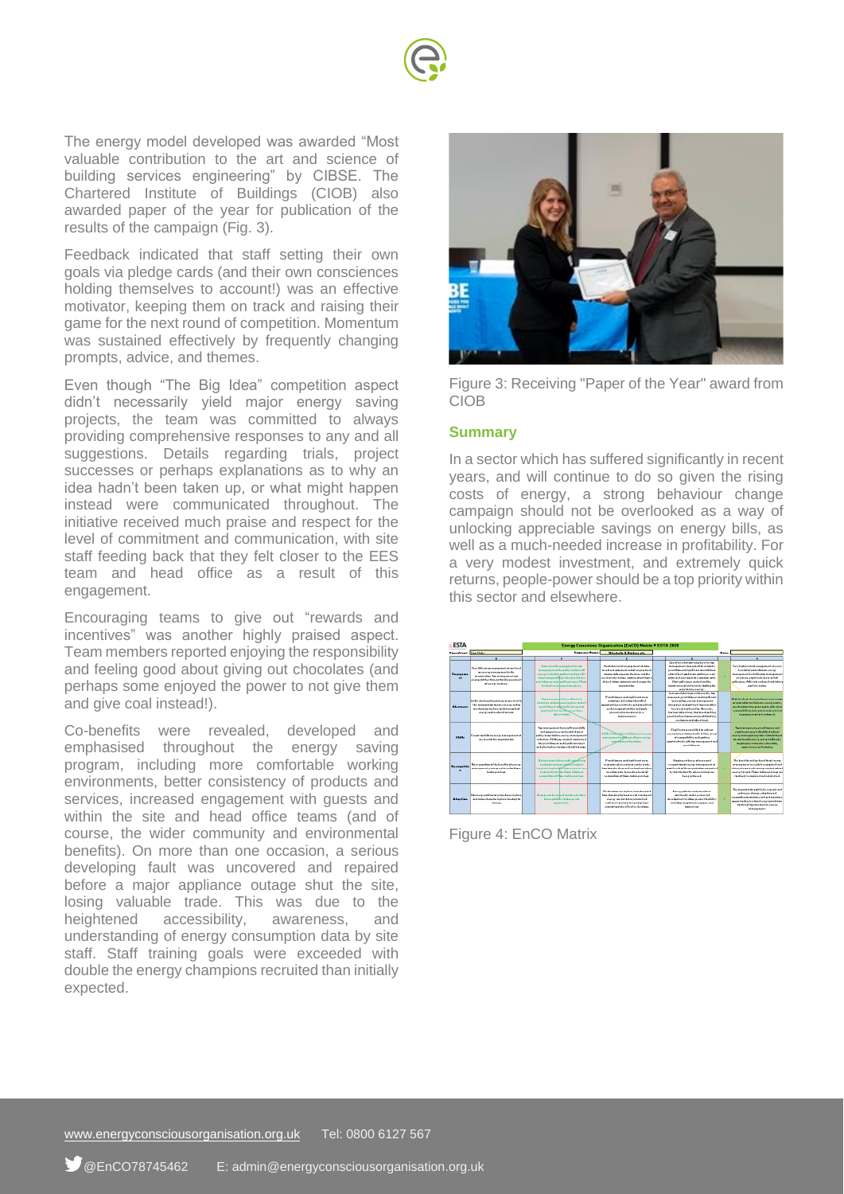The energy model developed was awarded "Most valuable contribution to the art and science of building services engineering" by CIBSE. The Chartered Institute of Buildings (CIOB) also awarded paper of the year for publication of the results of the campaign (Fig. 3).

Feedback indicated that staff setting their own goals via pledge cards (and their own consciences holding themselves to account!) was an effective motivator, keeping them on track and raising their game for the next round of competition. Momentum was sustained effectively by frequently changing prompts, advice, and themes.

Even though "The Big Idea" competition aspect didn't necessarily yield major energy saving projects, the team was committed to always providing comprehensive responses to any and all suggestions. Details regarding trials, project successes or perhaps explanations as to why an idea hadn't been taken up, or what might happen instead were communicated throughout. The initiative received much praise and respect for the level of commitment and communication, with site staff feeding back that they felt closer to the EES team and head office as a result of this engagement.

Encouraging teams to give out "rewards and incentives" was another highly praised aspect. Team members reported enjoying the responsibility and feeling good about giving out chocolates (and perhaps some enjoyed the power to not give them and give coal instead!).

Co-benefits were revealed, developed and emphasised throughout the energy saving program, including more comfortable working environments, better consistency of products and services, increased engagement with guests and within the site and head office teams (and of course, the wider community and environmental benefits). On more than one occasion, a serious developing fault was uncovered and repaired before a major appliance outage shut the site, losing valuable trade. This was due to the heightened accessibility, awareness, and understanding of energy consumption data by site staff. Staff training goals were exceeded with double the energy champions recruited than initially expected.

Figure 3: Receiving "Paper of the Year" award from CIOB

## Summary

In a sector which has suffered significantly in recent years, and will continue to do so given the rising costs of energy, a strong behaviour change campaign should not be overlooked as a way of unlocking appreciable savings on energy bills, as well as a much-needed increase in profitability. For a very modest investment, and extremely quick returns, people-power should be a top priority within this sector and elsewhere.

Figure 4: EnCO Matrix